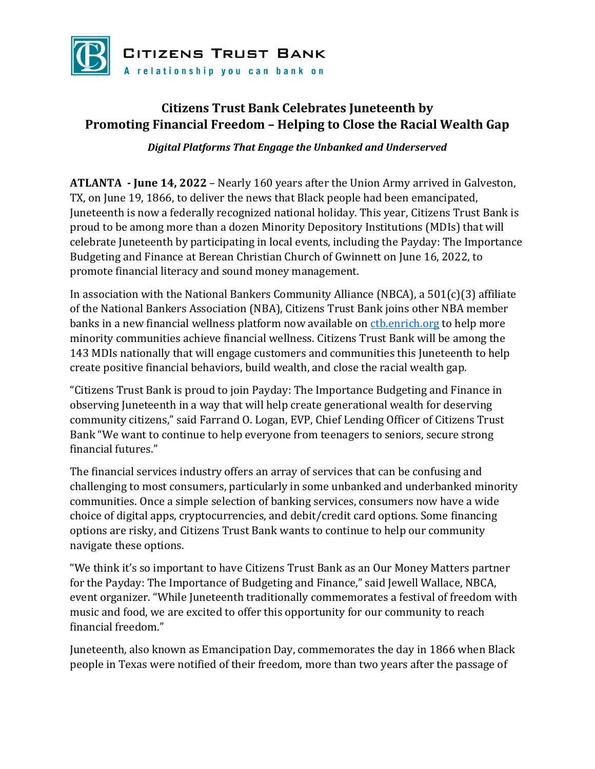**Citizens Trust Bank**

A relationship you can bank on

# Citizens Trust Bank Celebrates Juneteenth by Promoting Financial Freedom – Helping to Close the Racial Wealth Gap

*Digital Platforms That Engage the Unbanked and Underserved*

**ATLANTA - June 14, 2022** – Nearly 160 years after the Union Army arrived in Galveston, TX, on June 19, 1866, to deliver the news that Black people had been emancipated, Juneteenth is now a federally recognized national holiday. This year, Citizens Trust Bank is proud to be among more than a dozen Minority Depository Institutions (MDIs) that will celebrate Juneteenth by participating in local events, including the Payday: The Importance Budgeting and Finance at Berean Christian Church of Gwinnett on June 16, 2022, to promote financial literacy and sound money management.

In association with the National Bankers Community Alliance (NBCA), a 501(c)(3) affiliate of the National Bankers Association (NBA), Citizens Trust Bank joins other NBA member banks in a new financial wellness platform now available on [ctb.enrich.org](ctb.enrich.org) to help more minority communities achieve financial wellness. Citizens Trust Bank will be among the 143 MDIs nationally that will engage customers and communities this Juneteenth to help create positive financial behaviors, build wealth, and close the racial wealth gap.

"Citizens Trust Bank is proud to join Payday: The Importance Budgeting and Finance in observing Juneteenth in a way that will help create generational wealth for deserving community citizens," said Farrand O. Logan, EVP, Chief Lending Officer of Citizens Trust Bank "We want to continue to help everyone from teenagers to seniors, secure strong financial futures."

The financial services industry offers an array of services that can be confusing and challenging to most consumers, particularly in some unbanked and underbanked minority communities. Once a simple selection of banking services, consumers now have a wide choice of digital apps, cryptocurrencies, and debit/credit card options. Some financing options are risky, and Citizens Trust Bank wants to continue to help our community navigate these options.

"We think it's so important to have Citizens Trust Bank as an Our Money Matters partner for the Payday: The Importance of Budgeting and Finance," said Jewell Wallace, NBCA, event organizer. "While Juneteenth traditionally commemorates a festival of freedom with music and food, we are excited to offer this opportunity for our community to reach financial freedom."

Juneteenth, also known as Emancipation Day, commemorates the day in 1866 when Black people in Texas were notified of their freedom, more than two years after the passage of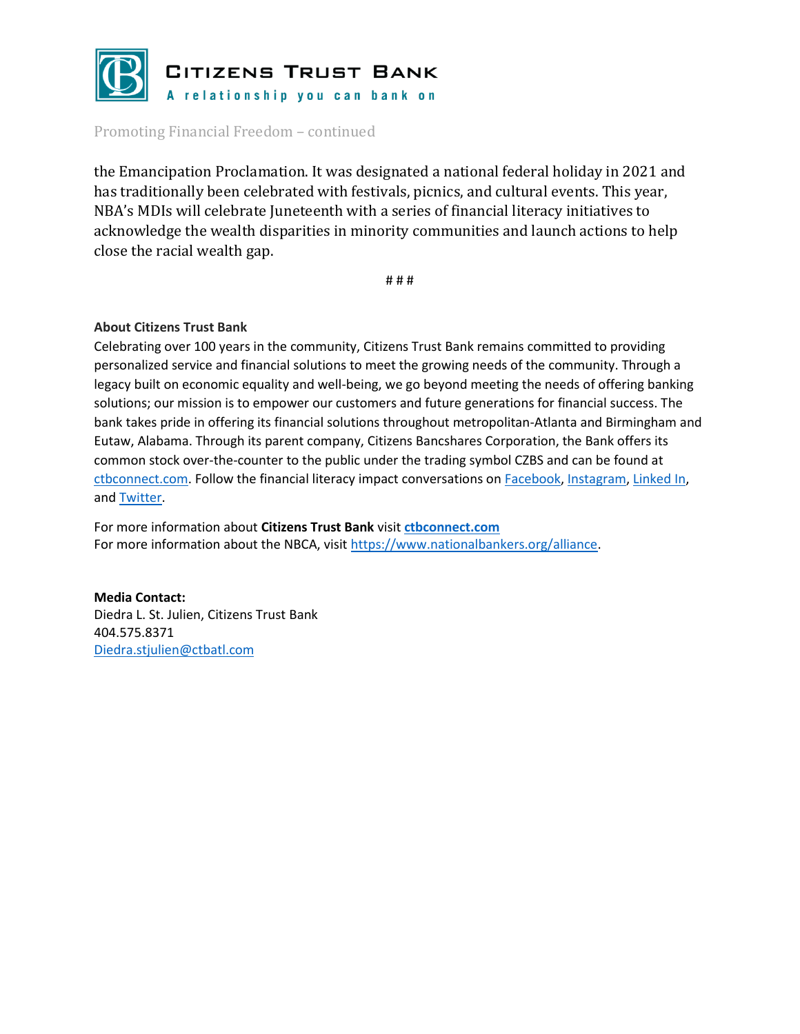the Emancipation Proclamation. It was designated a national federal holiday in 2021 and has traditionally been celebrated with festivals, picnics, and cultural events. This year, NBA's MDIs will celebrate Juneteenth with a series of financial literacy initiatives to acknowledge the wealth disparities in minority communities and launch actions to help close the racial wealth gap.

# # #

**About Citizens Trust Bank**

Celebrating over 100 years in the community, Citizens Trust Bank remains committed to providing personalized service and financial solutions to meet the growing needs of the community. Through a legacy built on economic equality and well-being, we go beyond meeting the needs of offering banking solutions; our mission is to empower our customers and future generations for financial success. The bank takes pride in offering its financial solutions throughout metropolitan-Atlanta and Birmingham and Eutaw, Alabama. Through its parent company, Citizens Bancshares Corporation, the Bank offers its common stock over-the-counter to the public under the trading symbol CZBS and can be found at ctbconnect.com. Follow the financial literacy impact conversations on Facebook, Instagram, Linked In, and Twitter.

For more information about **Citizens Trust Bank** visit **ctbconnect.com**
For more information about the NBCA, visit https://www.nationalbankers.org/alliance.

**Media Contact:**
Diedra L. St. Julien, Citizens Trust Bank
404.575.8371
Diedra.stjulien@ctbatl.com